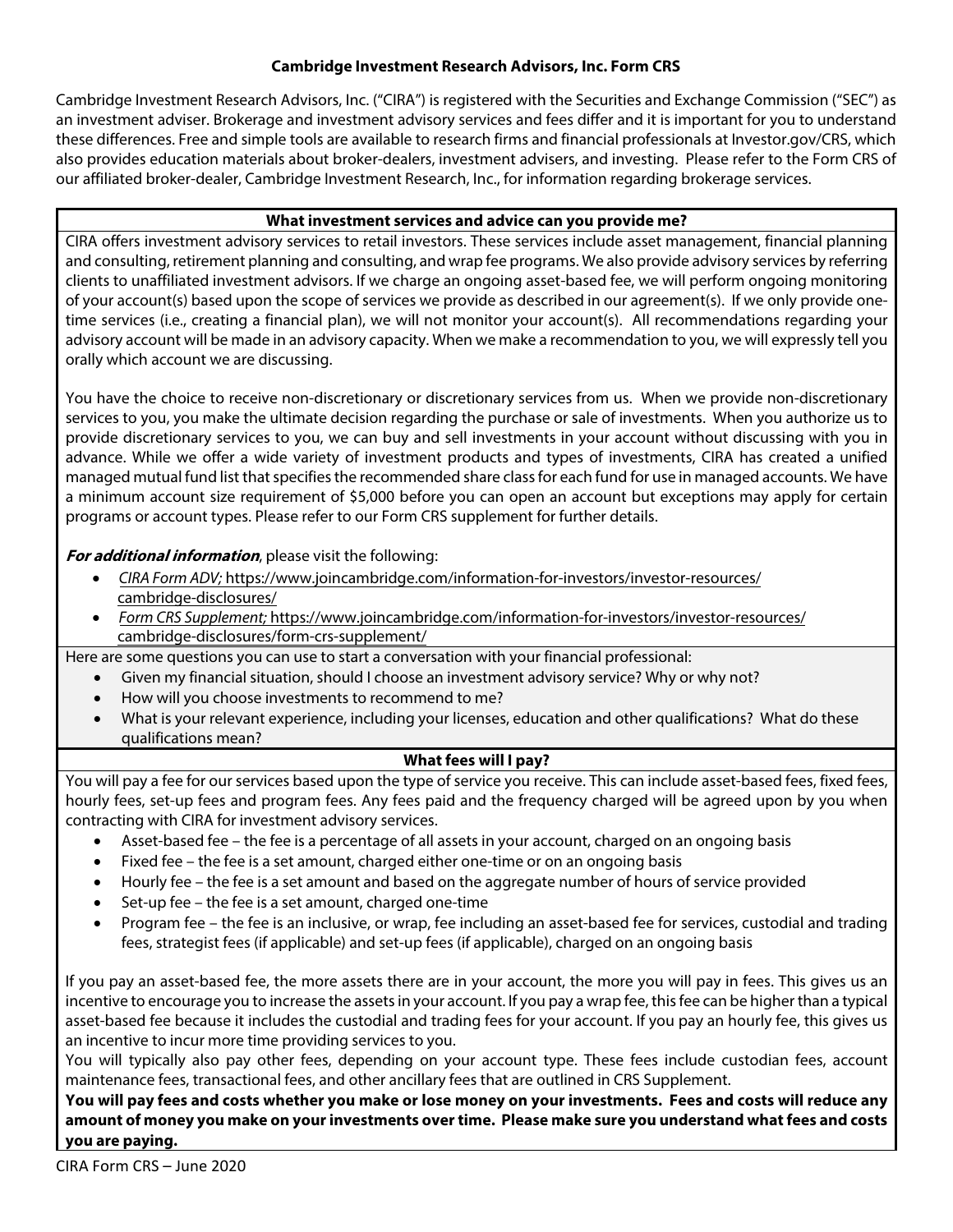# Cambridge Investment Research Advisors, Inc. Form CRS

Cambridge Investment Research Advisors, Inc. ("CIRA") is registered with the Securities and Exchange Commission ("SEC") as an investment adviser. Brokerage and investment advisory services and fees differ and it is important for you to understand these differences. Free and simple tools are available to research firms and financial professionals at Investor.gov/CRS, which also provides education materials about broker-dealers, investment advisers, and investing. Please refer to the Form CRS of our affiliated broker-dealer, Cambridge Investment Research, Inc., for information regarding brokerage services.

## What investment services and advice can you provide me?

CIRA offers investment advisory services to retail investors. These services include asset management, financial planning and consulting, retirement planning and consulting, and wrap fee programs. We also provide advisory services by referring clients to unaffiliated investment advisors. If we charge an ongoing asset-based fee, we will perform ongoing monitoring of your account(s) based upon the scope of services we provide as described in our agreement(s). If we only provide one-time services (i.e., creating a financial plan), we will not monitor your account(s). All recommendations regarding your advisory account will be made in an advisory capacity. When we make a recommendation to you, we will expressly tell you orally which account we are discussing.

You have the choice to receive non-discretionary or discretionary services from us. When we provide non-discretionary services to you, you make the ultimate decision regarding the purchase or sale of investments. When you authorize us to provide discretionary services to you, we can buy and sell investments in your account without discussing with you in advance. While we offer a wide variety of investment products and types of investments, CIRA has created a unified managed mutual fund list that specifies the recommended share class for each fund for use in managed accounts. We have a minimum account size requirement of $5,000 before you can open an account but exceptions may apply for certain programs or account types. Please refer to our Form CRS supplement for further details.

***For additional information***, please visit the following:

- *CIRA Form ADV;* https://www.joincambridge.com/information-for-investors/investor-resources/cambridge-disclosures/
- *Form CRS Supplement;* https://www.joincambridge.com/information-for-investors/investor-resources/cambridge-disclosures/form-crs-supplement/

Here are some questions you can use to start a conversation with your financial professional:

- Given my financial situation, should I choose an investment advisory service? Why or why not?
- How will you choose investments to recommend to me?
- What is your relevant experience, including your licenses, education and other qualifications? What do these qualifications mean?

## What fees will I pay?

You will pay a fee for our services based upon the type of service you receive. This can include asset-based fees, fixed fees, hourly fees, set-up fees and program fees. Any fees paid and the frequency charged will be agreed upon by you when contracting with CIRA for investment advisory services.

- Asset-based fee – the fee is a percentage of all assets in your account, charged on an ongoing basis
- Fixed fee – the fee is a set amount, charged either one-time or on an ongoing basis
- Hourly fee – the fee is a set amount and based on the aggregate number of hours of service provided
- Set-up fee – the fee is a set amount, charged one-time
- Program fee – the fee is an inclusive, or wrap, fee including an asset-based fee for services, custodial and trading fees, strategist fees (if applicable) and set-up fees (if applicable), charged on an ongoing basis

If you pay an asset-based fee, the more assets there are in your account, the more you will pay in fees. This gives us an incentive to encourage you to increase the assets in your account. If you pay a wrap fee, this fee can be higher than a typical asset-based fee because it includes the custodial and trading fees for your account. If you pay an hourly fee, this gives us an incentive to incur more time providing services to you.

You will typically also pay other fees, depending on your account type. These fees include custodian fees, account maintenance fees, transactional fees, and other ancillary fees that are outlined in CRS Supplement.

**You will pay fees and costs whether you make or lose money on your investments. Fees and costs will reduce any amount of money you make on your investments over time. Please make sure you understand what fees and costs you are paying.**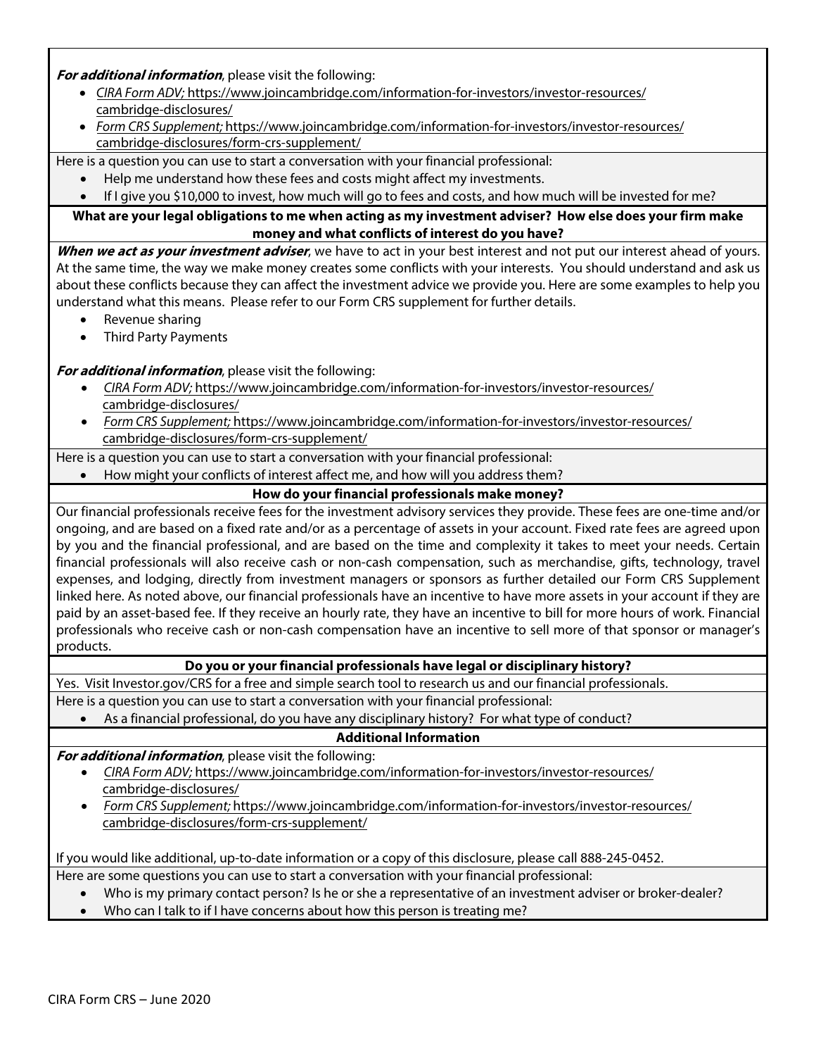***For additional information***, please visit the following:

- *CIRA Form ADV;* https://www.joincambridge.com/information-for-investors/investor-resources/cambridge-disclosures/
- *Form CRS Supplement;* https://www.joincambridge.com/information-for-investors/investor-resources/cambridge-disclosures/form-crs-supplement/

Here is a question you can use to start a conversation with your financial professional:

- Help me understand how these fees and costs might affect my investments.
- If I give you $10,000 to invest, how much will go to fees and costs, and how much will be invested for me?

**What are your legal obligations to me when acting as my investment adviser? How else does your firm make money and what conflicts of interest do you have?**

***When we act as your investment adviser***, we have to act in your best interest and not put our interest ahead of yours. At the same time, the way we make money creates some conflicts with your interests. You should understand and ask us about these conflicts because they can affect the investment advice we provide you. Here are some examples to help you understand what this means. Please refer to our Form CRS supplement for further details.

- Revenue sharing
- Third Party Payments

***For additional information***, please visit the following:

- *CIRA Form ADV;* https://www.joincambridge.com/information-for-investors/investor-resources/cambridge-disclosures/
- *Form CRS Supplement;* https://www.joincambridge.com/information-for-investors/investor-resources/cambridge-disclosures/form-crs-supplement/

Here is a question you can use to start a conversation with your financial professional:

- How might your conflicts of interest affect me, and how will you address them?

**How do your financial professionals make money?**

Our financial professionals receive fees for the investment advisory services they provide. These fees are one-time and/or ongoing, and are based on a fixed rate and/or as a percentage of assets in your account. Fixed rate fees are agreed upon by you and the financial professional, and are based on the time and complexity it takes to meet your needs. Certain financial professionals will also receive cash or non-cash compensation, such as merchandise, gifts, technology, travel expenses, and lodging, directly from investment managers or sponsors as further detailed our Form CRS Supplement linked here. As noted above, our financial professionals have an incentive to have more assets in your account if they are paid by an asset-based fee. If they receive an hourly rate, they have an incentive to bill for more hours of work. Financial professionals who receive cash or non-cash compensation have an incentive to sell more of that sponsor or manager's products.

**Do you or your financial professionals have legal or disciplinary history?**

Yes. Visit Investor.gov/CRS for a free and simple search tool to research us and our financial professionals.

Here is a question you can use to start a conversation with your financial professional:

- As a financial professional, do you have any disciplinary history? For what type of conduct?

**Additional Information**

***For additional information***, please visit the following:

- *CIRA Form ADV;* https://www.joincambridge.com/information-for-investors/investor-resources/cambridge-disclosures/
- *Form CRS Supplement;* https://www.joincambridge.com/information-for-investors/investor-resources/cambridge-disclosures/form-crs-supplement/

If you would like additional, up-to-date information or a copy of this disclosure, please call 888-245-0452.

Here are some questions you can use to start a conversation with your financial professional:

- Who is my primary contact person? Is he or she a representative of an investment adviser or broker-dealer?
- Who can I talk to if I have concerns about how this person is treating me?

CIRA Form CRS – June 2020